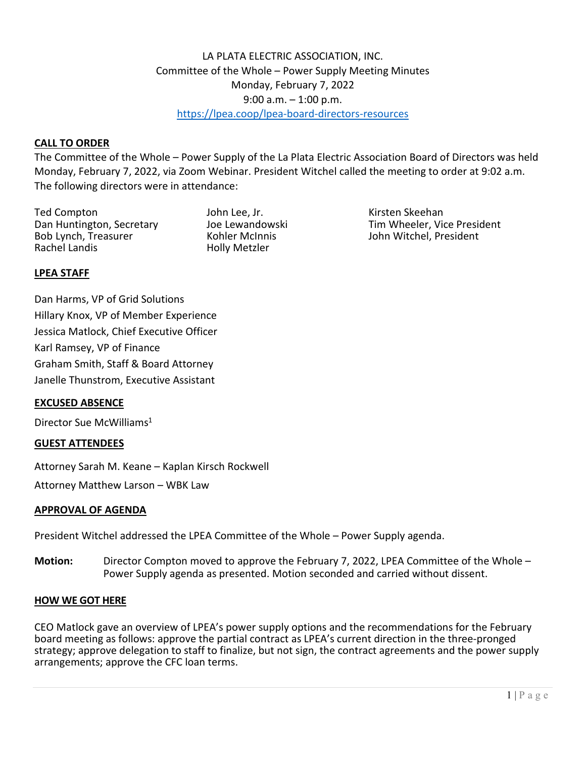LA PLATA ELECTRIC ASSOCIATION, INC.
Committee of the Whole – Power Supply Meeting Minutes
Monday, February 7, 2022
9:00 a.m. – 1:00 p.m.
https://lpea.coop/lpea-board-directors-resources

## CALL TO ORDER

The Committee of the Whole – Power Supply of the La Plata Electric Association Board of Directors was held Monday, February 7, 2022, via Zoom Webinar. President Witchel called the meeting to order at 9:02 a.m. The following directors were in attendance:

Ted Compton
Dan Huntington, Secretary
Bob Lynch, Treasurer
Rachel Landis
John Lee, Jr.
Joe Lewandowski
Kohler McInnis
Holly Metzler
Kirsten Skeehan
Tim Wheeler, Vice President
John Witchel, President

## LPEA STAFF

Dan Harms, VP of Grid Solutions
Hillary Knox, VP of Member Experience
Jessica Matlock, Chief Executive Officer
Karl Ramsey, VP of Finance
Graham Smith, Staff & Board Attorney
Janelle Thunstrom, Executive Assistant

## EXCUSED ABSENCE

Director Sue McWilliams[1]

## GUEST ATTENDEES

Attorney Sarah M. Keane – Kaplan Kirsch Rockwell

Attorney Matthew Larson – WBK Law

## APPROVAL OF AGENDA

President Witchel addressed the LPEA Committee of the Whole – Power Supply agenda.

**Motion:** Director Compton moved to approve the February 7, 2022, LPEA Committee of the Whole – Power Supply agenda as presented. Motion seconded and carried without dissent.

## HOW WE GOT HERE

CEO Matlock gave an overview of LPEA's power supply options and the recommendations for the February board meeting as follows: approve the partial contract as LPEA's current direction in the three-pronged strategy; approve delegation to staff to finalize, but not sign, the contract agreements and the power supply arrangements; approve the CFC loan terms.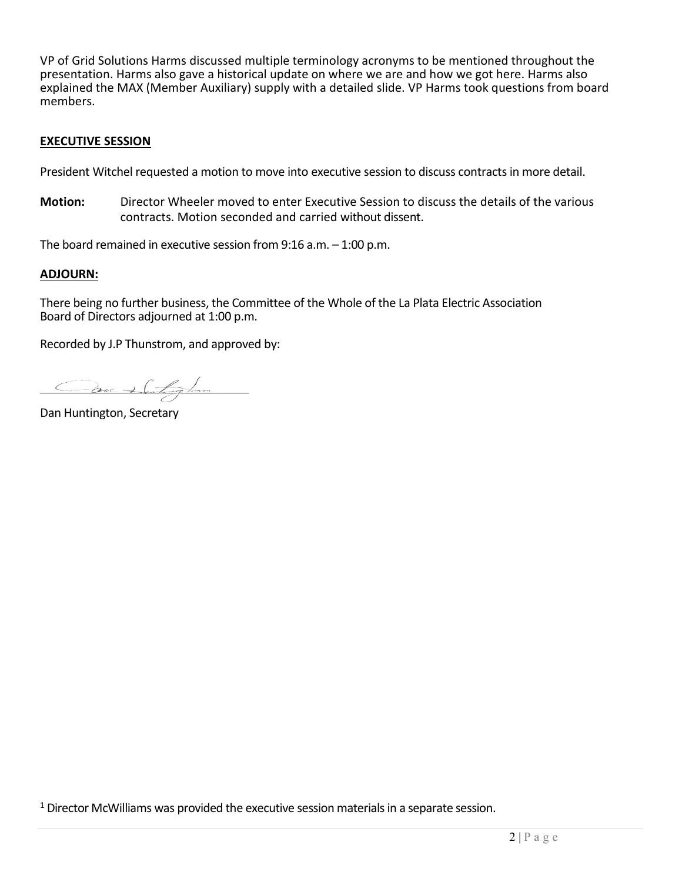VP of Grid Solutions Harms discussed multiple terminology acronyms to be mentioned throughout the presentation. Harms also gave a historical update on where we are and how we got here. Harms also explained the MAX (Member Auxiliary) supply with a detailed slide. VP Harms took questions from board members.

## EXECUTIVE SESSION

President Witchel requested a motion to move into executive session to discuss contracts in more detail.

**Motion:** Director Wheeler moved to enter Executive Session to discuss the details of the various contracts. Motion seconded and carried without dissent.

The board remained in executive session from 9:16 a.m. – 1:00 p.m.

## ADJOURN:

There being no further business, the Committee of the Whole of the La Plata Electric Association Board of Directors adjourned at 1:00 p.m.

Recorded by J.P Thunstrom, and approved by:

Dan Huntington, Secretary

[1] Director McWilliams was provided the executive session materials in a separate session.